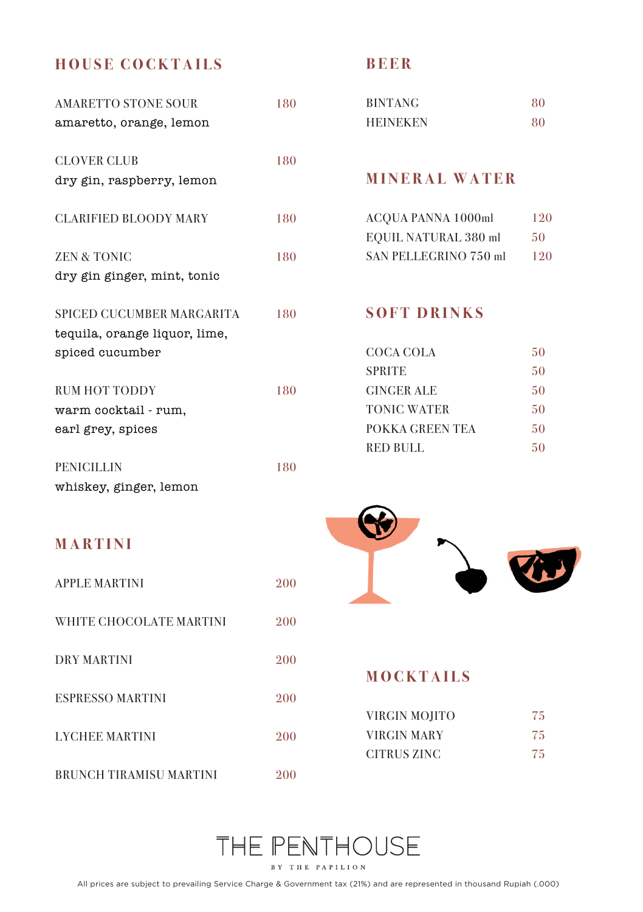## HOUSE COCKTAILS

| | |
|---|---|
| AMARETTO STONE SOUR<br>amaretto, orange, lemon | 180 |
| CLOVER CLUB<br>dry gin, raspberry, lemon | 180 |
| CLARIFIED BLOODY MARY | 180 |
| ZEN & TONIC<br>dry gin ginger, mint, tonic | 180 |
| SPICED CUCUMBER MARGARITA<br>tequila, orange liquor, lime, spiced cucumber | 180 |
| RUM HOT TODDY<br>warm cocktail - rum, earl grey, spices | 180 |
| PENICILLIN<br>whiskey, ginger, lemon | 180 |

## MARTINI

| | |
|---|---|
| APPLE MARTINI | 200 |
| WHITE CHOCOLATE MARTINI | 200 |
| DRY MARTINI | 200 |
| ESPRESSO MARTINI | 200 |
| LYCHEE MARTINI | 200 |
| BRUNCH TIRAMISU MARTINI | 200 |

## BEER

| | |
|---|---|
| BINTANG | 80 |
| HEINEKEN | 80 |

## MINERAL WATER

| | |
|---|---|
| ACQUA PANNA 1000ml | 120 |
| EQUIL NATURAL 380 ml | 50 |
| SAN PELLEGRINO 750 ml | 120 |

## SOFT DRINKS

| | |
|---|---|
| COCA COLA | 50 |
| SPRITE | 50 |
| GINGER ALE | 50 |
| TONIC WATER | 50 |
| POKKA GREEN TEA | 50 |
| RED BULL | 50 |

## MOCKTAILS

| | |
|---|---|
| VIRGIN MOJITO | 75 |
| VIRGIN MARY | 75 |
| CITRUS ZINC | 75 |

THE PENTHOUSE

BY THE PAPILION

All prices are subject to prevailing Service Charge & Government tax (21%) and are represented in thousand Rupiah (.000)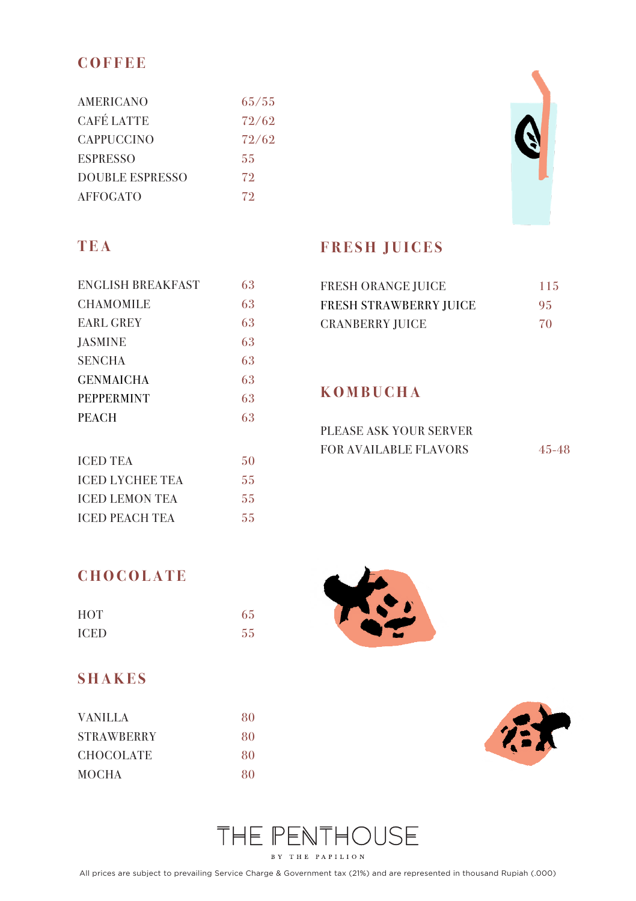## COFFEE

| | |
|---|---|
| AMERICANO | 65/55 |
| CAFÉ LATTE | 72/62 |
| CAPPUCCINO | 72/62 |
| ESPRESSO | 55 |
| DOUBLE ESPRESSO | 72 |
| AFFOGATO | 72 |

## TEA

| | |
|---|---|
| ENGLISH BREAKFAST | 63 |
| CHAMOMILE | 63 |
| EARL GREY | 63 |
| JASMINE | 63 |
| SENCHA | 63 |
| GENMAICHA | 63 |
| PEPPERMINT | 63 |
| PEACH | 63 |

| | |
|---|---|
| ICED TEA | 50 |
| ICED LYCHEE TEA | 55 |
| ICED LEMON TEA | 55 |
| ICED PEACH TEA | 55 |

## FRESH JUICES

| | |
|---|---|
| FRESH ORANGE JUICE | 115 |
| FRESH STRAWBERRY JUICE | 95 |
| CRANBERRY JUICE | 70 |

## KOMBUCHA

| | |
|---|---|
| PLEASE ASK YOUR SERVER FOR AVAILABLE FLAVORS | 45-48 |

## CHOCOLATE

| | |
|---|---|
| HOT | 65 |
| ICED | 55 |

## SHAKES

| | |
|---|---|
| VANILLA | 80 |
| STRAWBERRY | 80 |
| CHOCOLATE | 80 |
| MOCHA | 80 |

THE PENTHOUSE

BY THE PAPILION

All prices are subject to prevailing Service Charge & Government tax (21%) and are represented in thousand Rupiah (.000)